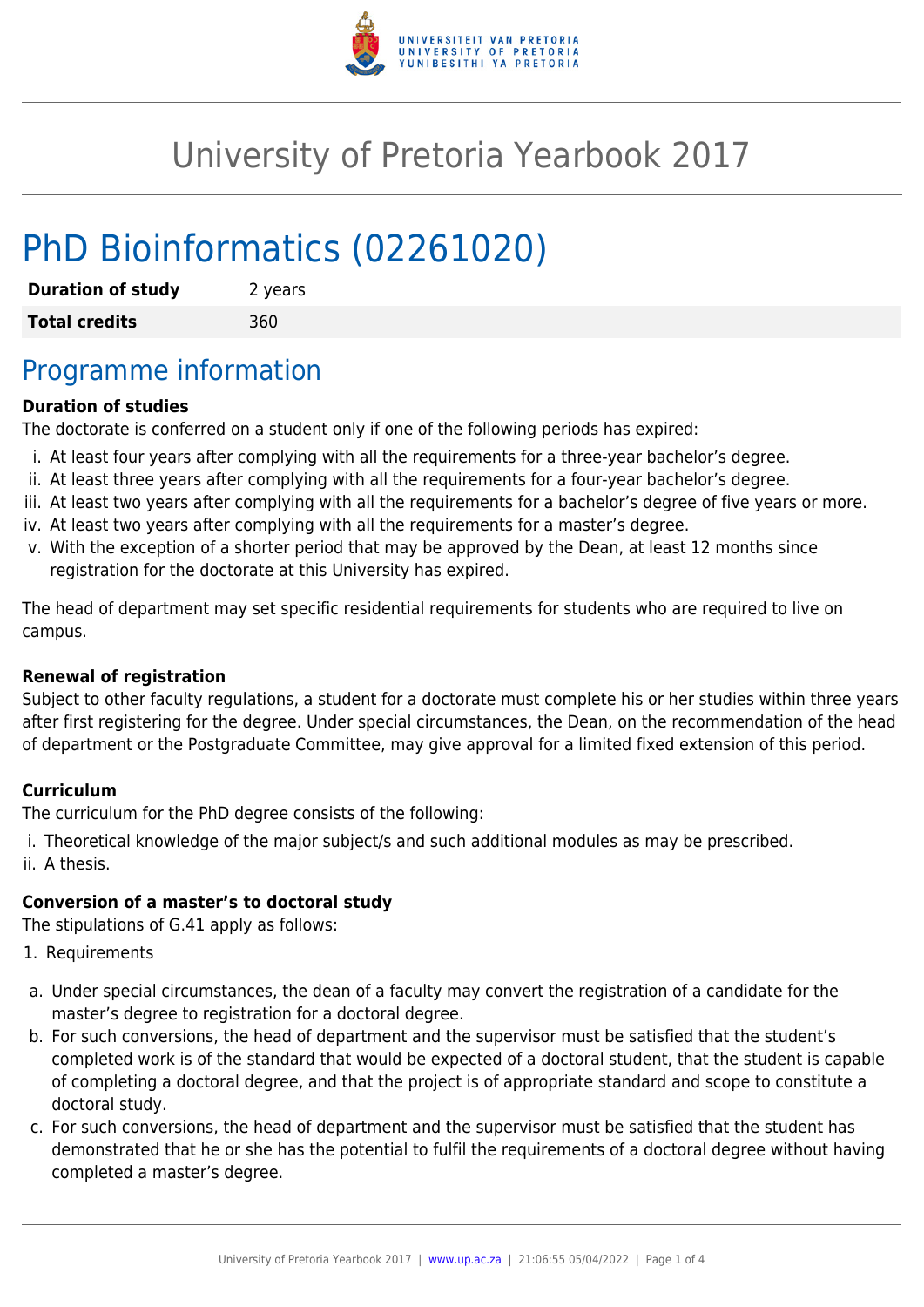# University of Pretoria Yearbook 2017

# PhD Bioinformatics (02261020)

| **Duration of study** | 2 years |
| --- | --- |
| **Total credits** | 360 |

## Programme information

### Duration of studies

The doctorate is conferred on a student only if one of the following periods has expired:

i. At least four years after complying with all the requirements for a three-year bachelor's degree.
ii. At least three years after complying with all the requirements for a four-year bachelor's degree.
iii. At least two years after complying with all the requirements for a bachelor's degree of five years or more.
iv. At least two years after complying with all the requirements for a master's degree.
v. With the exception of a shorter period that may be approved by the Dean, at least 12 months since registration for the doctorate at this University has expired.

The head of department may set specific residential requirements for students who are required to live on campus.

### Renewal of registration

Subject to other faculty regulations, a student for a doctorate must complete his or her studies within three years after first registering for the degree. Under special circumstances, the Dean, on the recommendation of the head of department or the Postgraduate Committee, may give approval for a limited fixed extension of this period.

### Curriculum

The curriculum for the PhD degree consists of the following:

i. Theoretical knowledge of the major subject/s and such additional modules as may be prescribed.
ii. A thesis.

### Conversion of a master's to doctoral study

The stipulations of G.41 apply as follows:

1. Requirements

a. Under special circumstances, the dean of a faculty may convert the registration of a candidate for the master's degree to registration for a doctoral degree.
b. For such conversions, the head of department and the supervisor must be satisfied that the student's completed work is of the standard that would be expected of a doctoral student, that the student is capable of completing a doctoral degree, and that the project is of appropriate standard and scope to constitute a doctoral study.
c. For such conversions, the head of department and the supervisor must be satisfied that the student has demonstrated that he or she has the potential to fulfil the requirements of a doctoral degree without having completed a master's degree.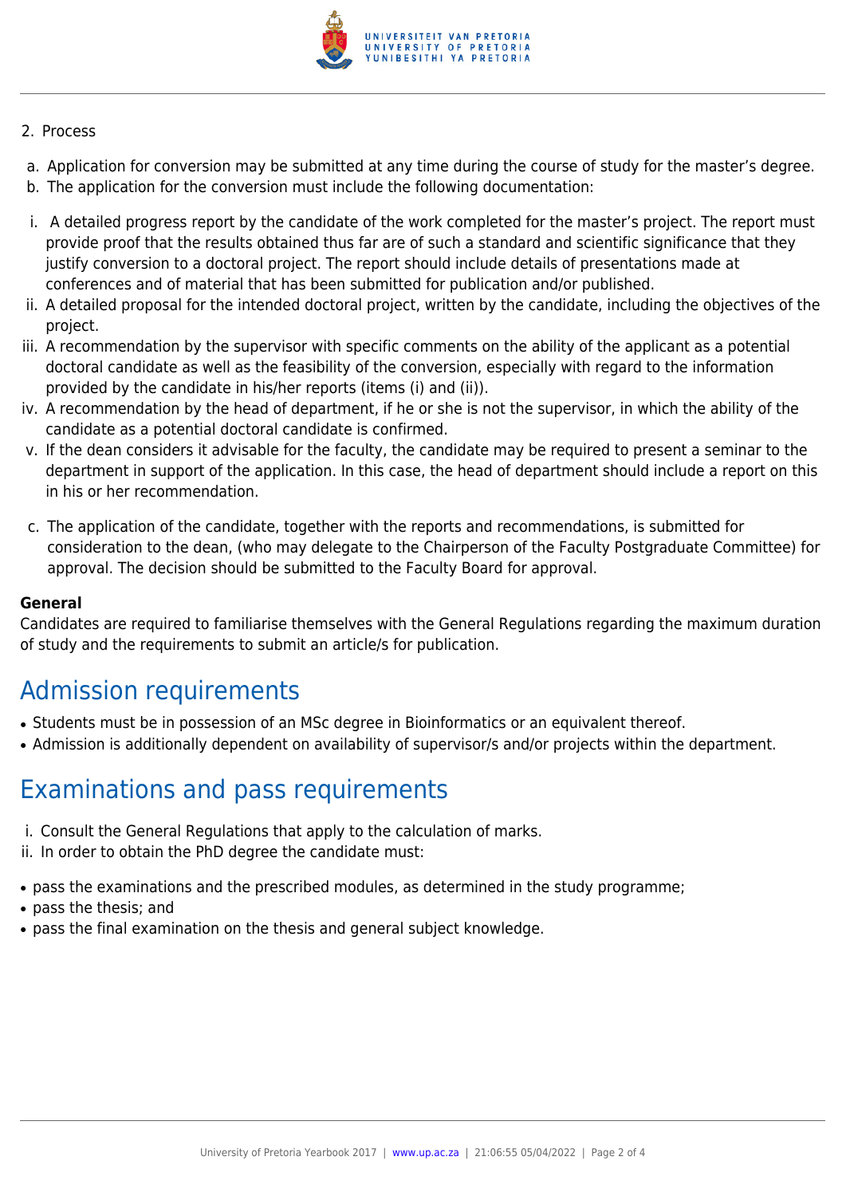2. Process

a. Application for conversion may be submitted at any time during the course of study for the master's degree.
b. The application for the conversion must include the following documentation:

i. A detailed progress report by the candidate of the work completed for the master's project. The report must provide proof that the results obtained thus far are of such a standard and scientific significance that they justify conversion to a doctoral project. The report should include details of presentations made at conferences and of material that has been submitted for publication and/or published.
ii. A detailed proposal for the intended doctoral project, written by the candidate, including the objectives of the project.
iii. A recommendation by the supervisor with specific comments on the ability of the applicant as a potential doctoral candidate as well as the feasibility of the conversion, especially with regard to the information provided by the candidate in his/her reports (items (i) and (ii)).
iv. A recommendation by the head of department, if he or she is not the supervisor, in which the ability of the candidate as a potential doctoral candidate is confirmed.
v. If the dean considers it advisable for the faculty, the candidate may be required to present a seminar to the department in support of the application. In this case, the head of department should include a report on this in his or her recommendation.

c. The application of the candidate, together with the reports and recommendations, is submitted for consideration to the dean, (who may delegate to the Chairperson of the Faculty Postgraduate Committee) for approval. The decision should be submitted to the Faculty Board for approval.

**General**
Candidates are required to familiarise themselves with the General Regulations regarding the maximum duration of study and the requirements to submit an article/s for publication.

# Admission requirements

- Students must be in possession of an MSc degree in Bioinformatics or an equivalent thereof.
- Admission is additionally dependent on availability of supervisor/s and/or projects within the department.

# Examinations and pass requirements

i. Consult the General Regulations that apply to the calculation of marks.
ii. In order to obtain the PhD degree the candidate must:

- pass the examinations and the prescribed modules, as determined in the study programme;
- pass the thesis; and
- pass the final examination on the thesis and general subject knowledge.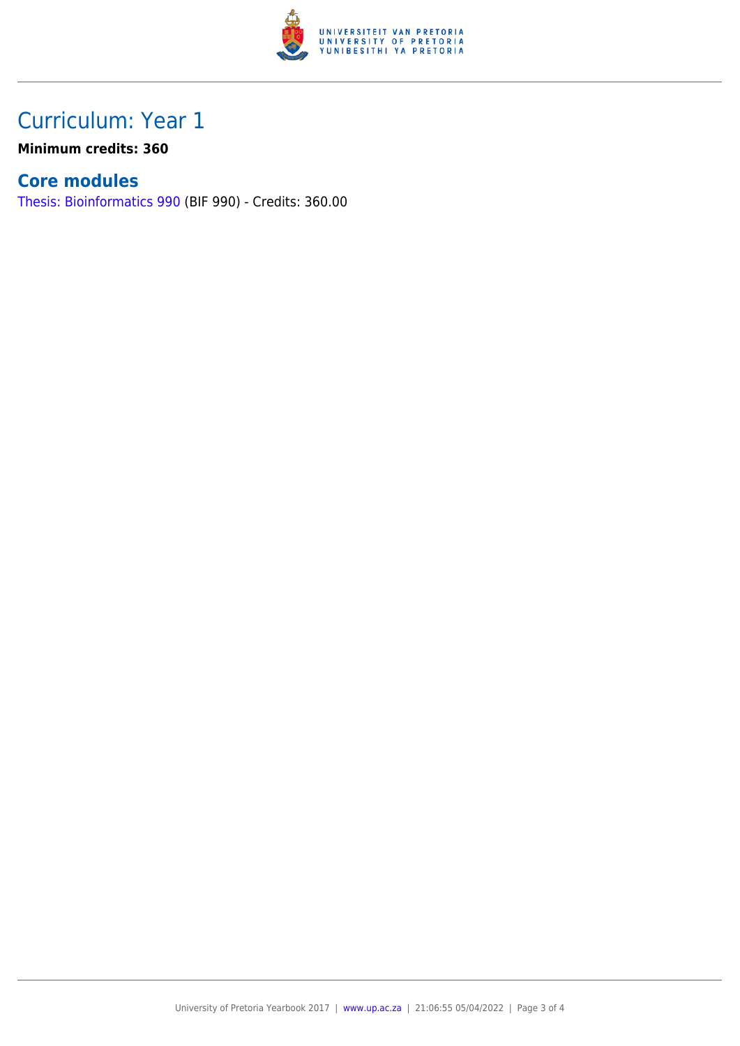# Curriculum: Year 1

**Minimum credits: 360**

## Core modules

Thesis: Bioinformatics 990 (BIF 990) - Credits: 360.00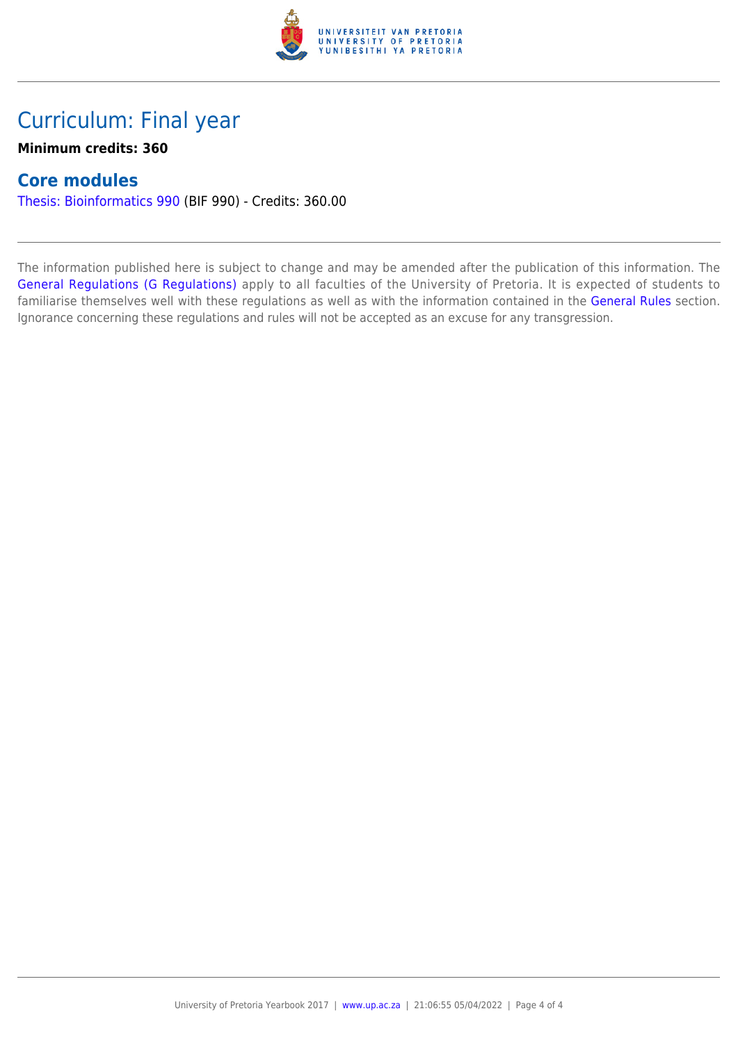## Curriculum: Final year

**Minimum credits: 360**

### Core modules

Thesis: Bioinformatics 990 (BIF 990) - Credits: 360.00

The information published here is subject to change and may be amended after the publication of this information. The General Regulations (G Regulations) apply to all faculties of the University of Pretoria. It is expected of students to familiarise themselves well with these regulations as well as with the information contained in the General Rules section. Ignorance concerning these regulations and rules will not be accepted as an excuse for any transgression.